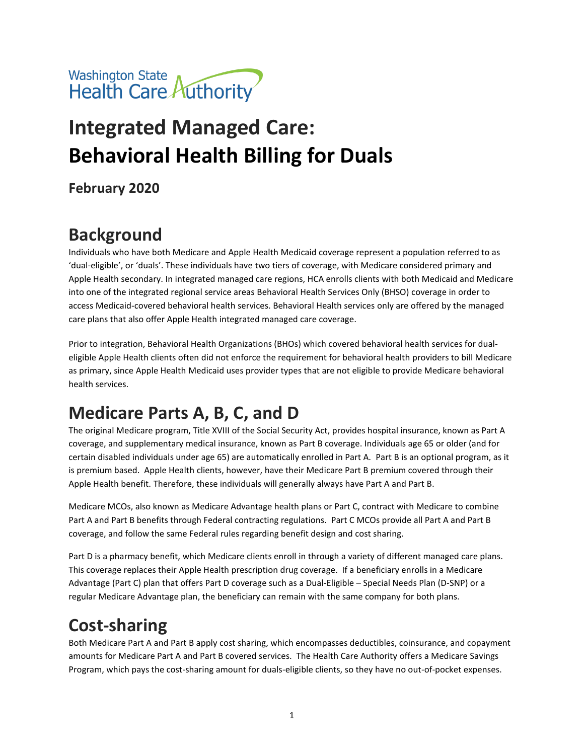Washington State Health Care Authority

# Integrated Managed Care: Behavioral Health Billing for Duals

**February 2020**

## Background

Individuals who have both Medicare and Apple Health Medicaid coverage represent a population referred to as 'dual-eligible', or 'duals'. These individuals have two tiers of coverage, with Medicare considered primary and Apple Health secondary. In integrated managed care regions, HCA enrolls clients with both Medicaid and Medicare into one of the integrated regional service areas Behavioral Health Services Only (BHSO) coverage in order to access Medicaid-covered behavioral health services. Behavioral Health services only are offered by the managed care plans that also offer Apple Health integrated managed care coverage.

Prior to integration, Behavioral Health Organizations (BHOs) which covered behavioral health services for dual-eligible Apple Health clients often did not enforce the requirement for behavioral health providers to bill Medicare as primary, since Apple Health Medicaid uses provider types that are not eligible to provide Medicare behavioral health services.

## Medicare Parts A, B, C, and D

The original Medicare program, Title XVIII of the Social Security Act, provides hospital insurance, known as Part A coverage, and supplementary medical insurance, known as Part B coverage. Individuals age 65 or older (and for certain disabled individuals under age 65) are automatically enrolled in Part A. Part B is an optional program, as it is premium based. Apple Health clients, however, have their Medicare Part B premium covered through their Apple Health benefit. Therefore, these individuals will generally always have Part A and Part B.

Medicare MCOs, also known as Medicare Advantage health plans or Part C, contract with Medicare to combine Part A and Part B benefits through Federal contracting regulations. Part C MCOs provide all Part A and Part B coverage, and follow the same Federal rules regarding benefit design and cost sharing.

Part D is a pharmacy benefit, which Medicare clients enroll in through a variety of different managed care plans. This coverage replaces their Apple Health prescription drug coverage. If a beneficiary enrolls in a Medicare Advantage (Part C) plan that offers Part D coverage such as a Dual-Eligible – Special Needs Plan (D-SNP) or a regular Medicare Advantage plan, the beneficiary can remain with the same company for both plans.

## Cost-sharing

Both Medicare Part A and Part B apply cost sharing, which encompasses deductibles, coinsurance, and copayment amounts for Medicare Part A and Part B covered services. The Health Care Authority offers a Medicare Savings Program, which pays the cost-sharing amount for duals-eligible clients, so they have no out-of-pocket expenses.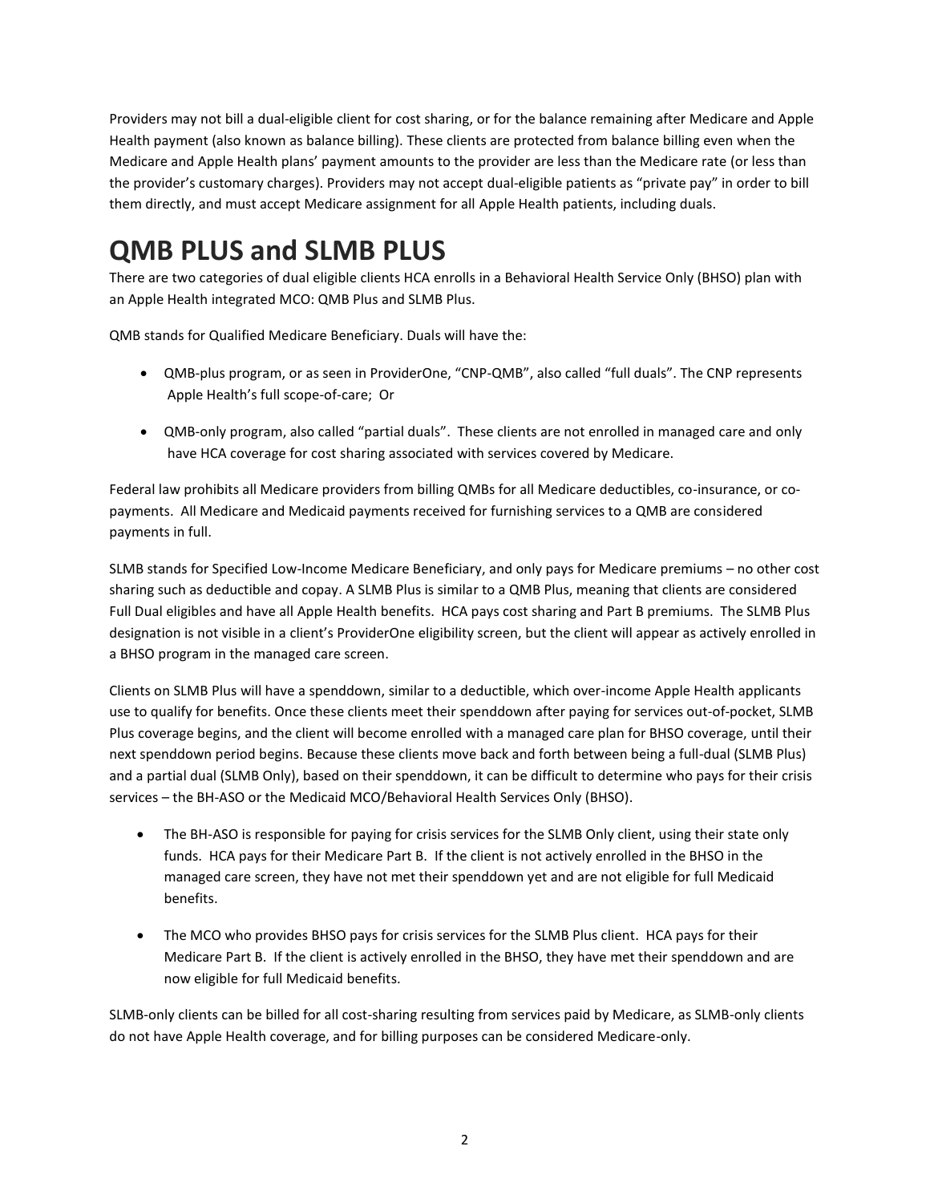Providers may not bill a dual-eligible client for cost sharing, or for the balance remaining after Medicare and Apple Health payment (also known as balance billing). These clients are protected from balance billing even when the Medicare and Apple Health plans' payment amounts to the provider are less than the Medicare rate (or less than the provider's customary charges). Providers may not accept dual-eligible patients as "private pay" in order to bill them directly, and must accept Medicare assignment for all Apple Health patients, including duals.

# QMB PLUS and SLMB PLUS

There are two categories of dual eligible clients HCA enrolls in a Behavioral Health Service Only (BHSO) plan with an Apple Health integrated MCO: QMB Plus and SLMB Plus.

QMB stands for Qualified Medicare Beneficiary. Duals will have the:

- QMB-plus program, or as seen in ProviderOne, "CNP-QMB", also called "full duals". The CNP represents Apple Health's full scope-of-care; Or
- QMB-only program, also called "partial duals". These clients are not enrolled in managed care and only have HCA coverage for cost sharing associated with services covered by Medicare.

Federal law prohibits all Medicare providers from billing QMBs for all Medicare deductibles, co-insurance, or co-payments. All Medicare and Medicaid payments received for furnishing services to a QMB are considered payments in full.

SLMB stands for Specified Low-Income Medicare Beneficiary, and only pays for Medicare premiums – no other cost sharing such as deductible and copay. A SLMB Plus is similar to a QMB Plus, meaning that clients are considered Full Dual eligibles and have all Apple Health benefits. HCA pays cost sharing and Part B premiums. The SLMB Plus designation is not visible in a client's ProviderOne eligibility screen, but the client will appear as actively enrolled in a BHSO program in the managed care screen.

Clients on SLMB Plus will have a spenddown, similar to a deductible, which over-income Apple Health applicants use to qualify for benefits. Once these clients meet their spenddown after paying for services out-of-pocket, SLMB Plus coverage begins, and the client will become enrolled with a managed care plan for BHSO coverage, until their next spenddown period begins. Because these clients move back and forth between being a full-dual (SLMB Plus) and a partial dual (SLMB Only), based on their spenddown, it can be difficult to determine who pays for their crisis services – the BH-ASO or the Medicaid MCO/Behavioral Health Services Only (BHSO).

- The BH-ASO is responsible for paying for crisis services for the SLMB Only client, using their state only funds. HCA pays for their Medicare Part B. If the client is not actively enrolled in the BHSO in the managed care screen, they have not met their spenddown yet and are not eligible for full Medicaid benefits.
- The MCO who provides BHSO pays for crisis services for the SLMB Plus client. HCA pays for their Medicare Part B. If the client is actively enrolled in the BHSO, they have met their spenddown and are now eligible for full Medicaid benefits.

SLMB-only clients can be billed for all cost-sharing resulting from services paid by Medicare, as SLMB-only clients do not have Apple Health coverage, and for billing purposes can be considered Medicare-only.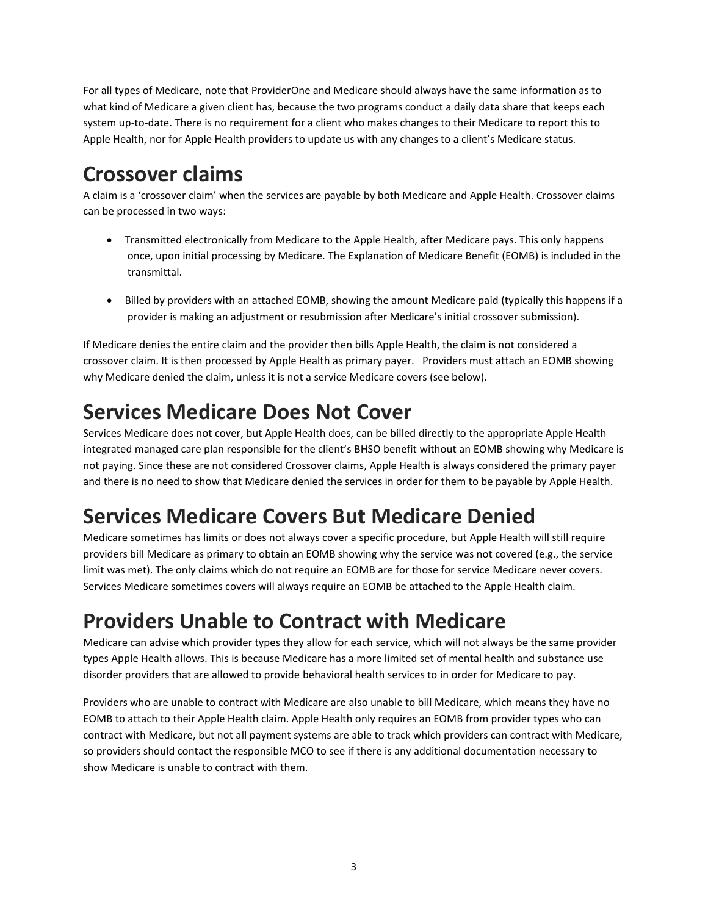For all types of Medicare, note that ProviderOne and Medicare should always have the same information as to what kind of Medicare a given client has, because the two programs conduct a daily data share that keeps each system up-to-date. There is no requirement for a client who makes changes to their Medicare to report this to Apple Health, nor for Apple Health providers to update us with any changes to a client's Medicare status.

# Crossover claims

A claim is a 'crossover claim' when the services are payable by both Medicare and Apple Health. Crossover claims can be processed in two ways:

- Transmitted electronically from Medicare to the Apple Health, after Medicare pays. This only happens once, upon initial processing by Medicare. The Explanation of Medicare Benefit (EOMB) is included in the transmittal.
- Billed by providers with an attached EOMB, showing the amount Medicare paid (typically this happens if a provider is making an adjustment or resubmission after Medicare's initial crossover submission).

If Medicare denies the entire claim and the provider then bills Apple Health, the claim is not considered a crossover claim. It is then processed by Apple Health as primary payer. Providers must attach an EOMB showing why Medicare denied the claim, unless it is not a service Medicare covers (see below).

# Services Medicare Does Not Cover

Services Medicare does not cover, but Apple Health does, can be billed directly to the appropriate Apple Health integrated managed care plan responsible for the client's BHSO benefit without an EOMB showing why Medicare is not paying. Since these are not considered Crossover claims, Apple Health is always considered the primary payer and there is no need to show that Medicare denied the services in order for them to be payable by Apple Health.

# Services Medicare Covers But Medicare Denied

Medicare sometimes has limits or does not always cover a specific procedure, but Apple Health will still require providers bill Medicare as primary to obtain an EOMB showing why the service was not covered (e.g., the service limit was met). The only claims which do not require an EOMB are for those for service Medicare never covers. Services Medicare sometimes covers will always require an EOMB be attached to the Apple Health claim.

# Providers Unable to Contract with Medicare

Medicare can advise which provider types they allow for each service, which will not always be the same provider types Apple Health allows. This is because Medicare has a more limited set of mental health and substance use disorder providers that are allowed to provide behavioral health services to in order for Medicare to pay.

Providers who are unable to contract with Medicare are also unable to bill Medicare, which means they have no EOMB to attach to their Apple Health claim. Apple Health only requires an EOMB from provider types who can contract with Medicare, but not all payment systems are able to track which providers can contract with Medicare, so providers should contact the responsible MCO to see if there is any additional documentation necessary to show Medicare is unable to contract with them.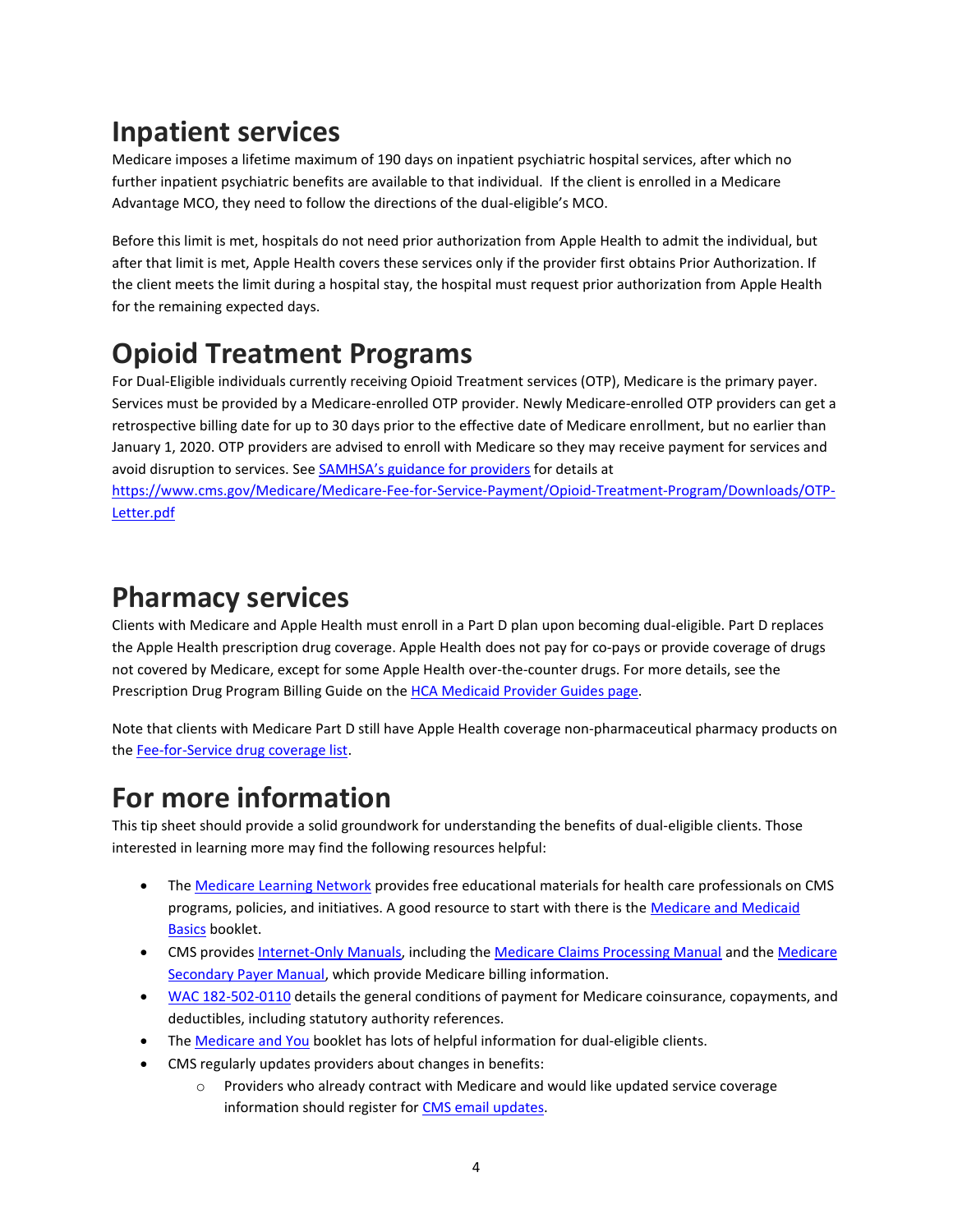# Inpatient services

Medicare imposes a lifetime maximum of 190 days on inpatient psychiatric hospital services, after which no further inpatient psychiatric benefits are available to that individual. If the client is enrolled in a Medicare Advantage MCO, they need to follow the directions of the dual-eligible's MCO.

Before this limit is met, hospitals do not need prior authorization from Apple Health to admit the individual, but after that limit is met, Apple Health covers these services only if the provider first obtains Prior Authorization. If the client meets the limit during a hospital stay, the hospital must request prior authorization from Apple Health for the remaining expected days.

# Opioid Treatment Programs

For Dual-Eligible individuals currently receiving Opioid Treatment services (OTP), Medicare is the primary payer. Services must be provided by a Medicare-enrolled OTP provider. Newly Medicare-enrolled OTP providers can get a retrospective billing date for up to 30 days prior to the effective date of Medicare enrollment, but no earlier than January 1, 2020. OTP providers are advised to enroll with Medicare so they may receive payment for services and avoid disruption to services. See SAMHSA's guidance for providers for details at https://www.cms.gov/Medicare/Medicare-Fee-for-Service-Payment/Opioid-Treatment-Program/Downloads/OTP-Letter.pdf

# Pharmacy services

Clients with Medicare and Apple Health must enroll in a Part D plan upon becoming dual-eligible. Part D replaces the Apple Health prescription drug coverage. Apple Health does not pay for co-pays or provide coverage of drugs not covered by Medicare, except for some Apple Health over-the-counter drugs. For more details, see the Prescription Drug Program Billing Guide on the HCA Medicaid Provider Guides page.

Note that clients with Medicare Part D still have Apple Health coverage non-pharmaceutical pharmacy products on the Fee-for-Service drug coverage list.

# For more information

This tip sheet should provide a solid groundwork for understanding the benefits of dual-eligible clients. Those interested in learning more may find the following resources helpful:

- The Medicare Learning Network provides free educational materials for health care professionals on CMS programs, policies, and initiatives. A good resource to start with there is the Medicare and Medicaid Basics booklet.
- CMS provides Internet-Only Manuals, including the Medicare Claims Processing Manual and the Medicare Secondary Payer Manual, which provide Medicare billing information.
- WAC 182-502-0110 details the general conditions of payment for Medicare coinsurance, copayments, and deductibles, including statutory authority references.
- The Medicare and You booklet has lots of helpful information for dual-eligible clients.
- CMS regularly updates providers about changes in benefits:
  - Providers who already contract with Medicare and would like updated service coverage information should register for CMS email updates.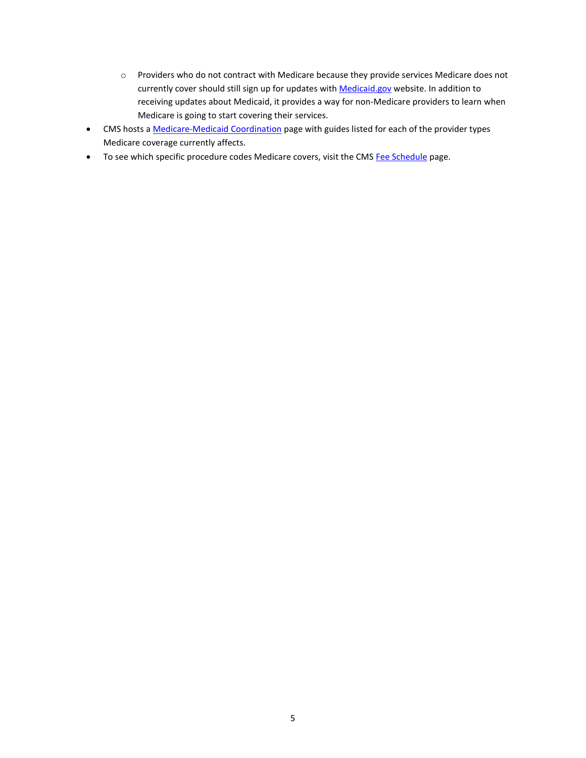- Providers who do not contract with Medicare because they provide services Medicare does not currently cover should still sign up for updates with [Medicaid.gov](Medicaid.gov) website. In addition to receiving updates about Medicaid, it provides a way for non-Medicare providers to learn when Medicare is going to start covering their services.
- CMS hosts a Medicare-Medicaid Coordination page with guides listed for each of the provider types Medicare coverage currently affects.
- To see which specific procedure codes Medicare covers, visit the CMS Fee Schedule page.